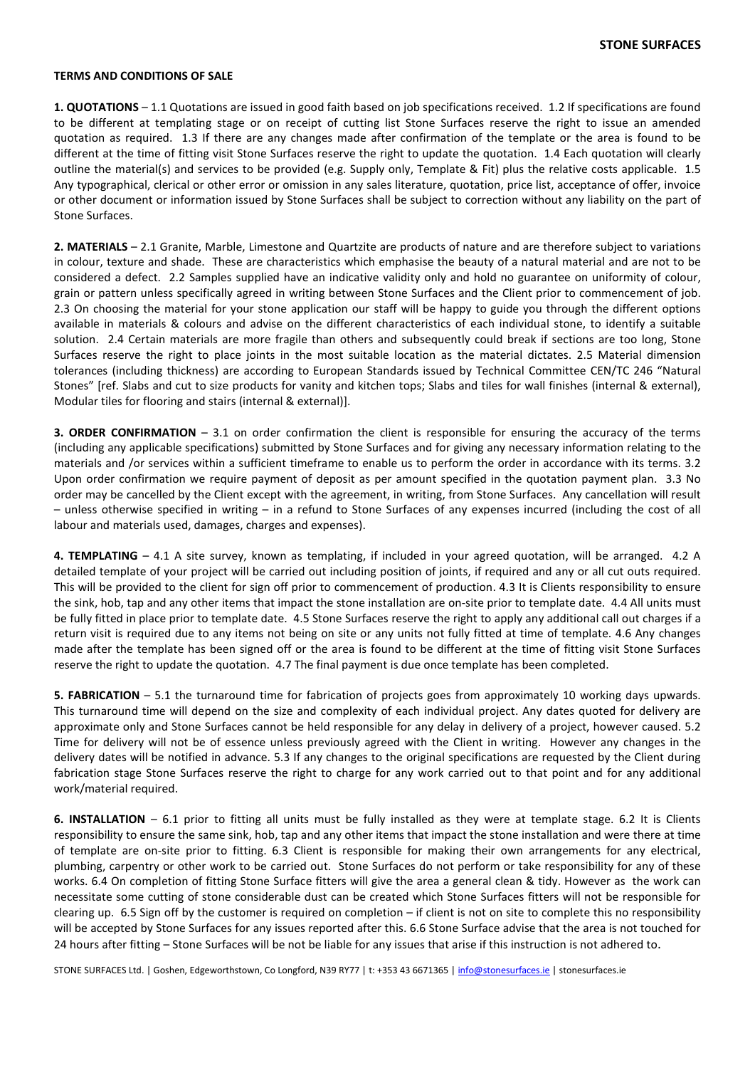**STONE SURFACES**

**TERMS AND CONDITIONS OF SALE**

**1. QUOTATIONS** – 1.1 Quotations are issued in good faith based on job specifications received. 1.2 If specifications are found to be different at templating stage or on receipt of cutting list Stone Surfaces reserve the right to issue an amended quotation as required. 1.3 If there are any changes made after confirmation of the template or the area is found to be different at the time of fitting visit Stone Surfaces reserve the right to update the quotation. 1.4 Each quotation will clearly outline the material(s) and services to be provided (e.g. Supply only, Template & Fit) plus the relative costs applicable. 1.5 Any typographical, clerical or other error or omission in any sales literature, quotation, price list, acceptance of offer, invoice or other document or information issued by Stone Surfaces shall be subject to correction without any liability on the part of Stone Surfaces.

**2. MATERIALS** – 2.1 Granite, Marble, Limestone and Quartzite are products of nature and are therefore subject to variations in colour, texture and shade. These are characteristics which emphasise the beauty of a natural material and are not to be considered a defect. 2.2 Samples supplied have an indicative validity only and hold no guarantee on uniformity of colour, grain or pattern unless specifically agreed in writing between Stone Surfaces and the Client prior to commencement of job. 2.3 On choosing the material for your stone application our staff will be happy to guide you through the different options available in materials & colours and advise on the different characteristics of each individual stone, to identify a suitable solution. 2.4 Certain materials are more fragile than others and subsequently could break if sections are too long, Stone Surfaces reserve the right to place joints in the most suitable location as the material dictates. 2.5 Material dimension tolerances (including thickness) are according to European Standards issued by Technical Committee CEN/TC 246 "Natural Stones" [ref. Slabs and cut to size products for vanity and kitchen tops; Slabs and tiles for wall finishes (internal & external), Modular tiles for flooring and stairs (internal & external)].

**3. ORDER CONFIRMATION** – 3.1 on order confirmation the client is responsible for ensuring the accuracy of the terms (including any applicable specifications) submitted by Stone Surfaces and for giving any necessary information relating to the materials and /or services within a sufficient timeframe to enable us to perform the order in accordance with its terms. 3.2 Upon order confirmation we require payment of deposit as per amount specified in the quotation payment plan. 3.3 No order may be cancelled by the Client except with the agreement, in writing, from Stone Surfaces. Any cancellation will result – unless otherwise specified in writing – in a refund to Stone Surfaces of any expenses incurred (including the cost of all labour and materials used, damages, charges and expenses).

**4. TEMPLATING** – 4.1 A site survey, known as templating, if included in your agreed quotation, will be arranged. 4.2 A detailed template of your project will be carried out including position of joints, if required and any or all cut outs required. This will be provided to the client for sign off prior to commencement of production. 4.3 It is Clients responsibility to ensure the sink, hob, tap and any other items that impact the stone installation are on-site prior to template date. 4.4 All units must be fully fitted in place prior to template date. 4.5 Stone Surfaces reserve the right to apply any additional call out charges if a return visit is required due to any items not being on site or any units not fully fitted at time of template. 4.6 Any changes made after the template has been signed off or the area is found to be different at the time of fitting visit Stone Surfaces reserve the right to update the quotation. 4.7 The final payment is due once template has been completed.

**5. FABRICATION** – 5.1 the turnaround time for fabrication of projects goes from approximately 10 working days upwards. This turnaround time will depend on the size and complexity of each individual project. Any dates quoted for delivery are approximate only and Stone Surfaces cannot be held responsible for any delay in delivery of a project, however caused. 5.2 Time for delivery will not be of essence unless previously agreed with the Client in writing. However any changes in the delivery dates will be notified in advance. 5.3 If any changes to the original specifications are requested by the Client during fabrication stage Stone Surfaces reserve the right to charge for any work carried out to that point and for any additional work/material required.

**6. INSTALLATION** – 6.1 prior to fitting all units must be fully installed as they were at template stage. 6.2 It is Clients responsibility to ensure the same sink, hob, tap and any other items that impact the stone installation and were there at time of template are on-site prior to fitting. 6.3 Client is responsible for making their own arrangements for any electrical, plumbing, carpentry or other work to be carried out. Stone Surfaces do not perform or take responsibility for any of these works. 6.4 On completion of fitting Stone Surface fitters will give the area a general clean & tidy. However as the work can necessitate some cutting of stone considerable dust can be created which Stone Surfaces fitters will not be responsible for clearing up. 6.5 Sign off by the customer is required on completion – if client is not on site to complete this no responsibility will be accepted by Stone Surfaces for any issues reported after this. 6.6 Stone Surface advise that the area is not touched for 24 hours after fitting – Stone Surfaces will be not be liable for any issues that arise if this instruction is not adhered to.

STONE SURFACES Ltd. | Goshen, Edgeworthstown, Co Longford, N39 RY77 | t: +353 43 6671365 | info@stonesurfaces.ie | stonesurfaces.ie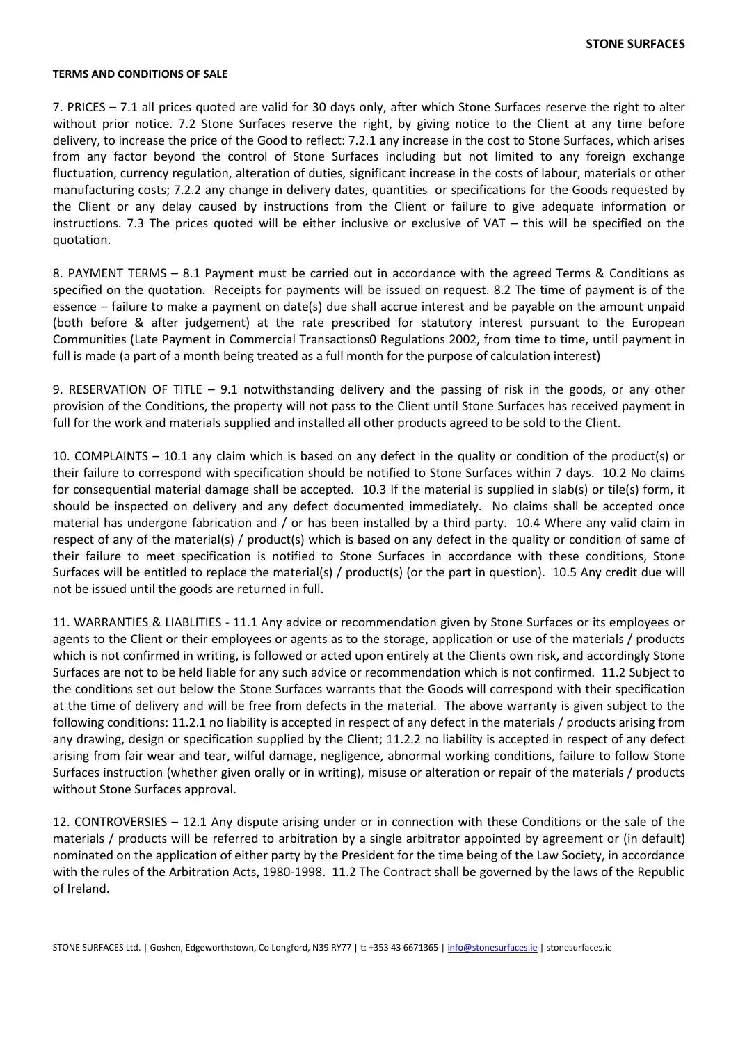**STONE SURFACES**

**TERMS AND CONDITIONS OF SALE**

7. PRICES – 7.1 all prices quoted are valid for 30 days only, after which Stone Surfaces reserve the right to alter without prior notice. 7.2 Stone Surfaces reserve the right, by giving notice to the Client at any time before delivery, to increase the price of the Good to reflect: 7.2.1 any increase in the cost to Stone Surfaces, which arises from any factor beyond the control of Stone Surfaces including but not limited to any foreign exchange fluctuation, currency regulation, alteration of duties, significant increase in the costs of labour, materials or other manufacturing costs; 7.2.2 any change in delivery dates, quantities or specifications for the Goods requested by the Client or any delay caused by instructions from the Client or failure to give adequate information or instructions. 7.3 The prices quoted will be either inclusive or exclusive of VAT – this will be specified on the quotation.

8. PAYMENT TERMS – 8.1 Payment must be carried out in accordance with the agreed Terms & Conditions as specified on the quotation. Receipts for payments will be issued on request. 8.2 The time of payment is of the essence – failure to make a payment on date(s) due shall accrue interest and be payable on the amount unpaid (both before & after judgement) at the rate prescribed for statutory interest pursuant to the European Communities (Late Payment in Commercial Transactions0 Regulations 2002, from time to time, until payment in full is made (a part of a month being treated as a full month for the purpose of calculation interest)

9. RESERVATION OF TITLE – 9.1 notwithstanding delivery and the passing of risk in the goods, or any other provision of the Conditions, the property will not pass to the Client until Stone Surfaces has received payment in full for the work and materials supplied and installed all other products agreed to be sold to the Client.

10. COMPLAINTS – 10.1 any claim which is based on any defect in the quality or condition of the product(s) or their failure to correspond with specification should be notified to Stone Surfaces within 7 days. 10.2 No claims for consequential material damage shall be accepted. 10.3 If the material is supplied in slab(s) or tile(s) form, it should be inspected on delivery and any defect documented immediately. No claims shall be accepted once material has undergone fabrication and / or has been installed by a third party. 10.4 Where any valid claim in respect of any of the material(s) / product(s) which is based on any defect in the quality or condition of same of their failure to meet specification is notified to Stone Surfaces in accordance with these conditions, Stone Surfaces will be entitled to replace the material(s) / product(s) (or the part in question). 10.5 Any credit due will not be issued until the goods are returned in full.

11. WARRANTIES & LIABLITIES - 11.1 Any advice or recommendation given by Stone Surfaces or its employees or agents to the Client or their employees or agents as to the storage, application or use of the materials / products which is not confirmed in writing, is followed or acted upon entirely at the Clients own risk, and accordingly Stone Surfaces are not to be held liable for any such advice or recommendation which is not confirmed. 11.2 Subject to the conditions set out below the Stone Surfaces warrants that the Goods will correspond with their specification at the time of delivery and will be free from defects in the material. The above warranty is given subject to the following conditions: 11.2.1 no liability is accepted in respect of any defect in the materials / products arising from any drawing, design or specification supplied by the Client; 11.2.2 no liability is accepted in respect of any defect arising from fair wear and tear, wilful damage, negligence, abnormal working conditions, failure to follow Stone Surfaces instruction (whether given orally or in writing), misuse or alteration or repair of the materials / products without Stone Surfaces approval.

12. CONTROVERSIES – 12.1 Any dispute arising under or in connection with these Conditions or the sale of the materials / products will be referred to arbitration by a single arbitrator appointed by agreement or (in default) nominated on the application of either party by the President for the time being of the Law Society, in accordance with the rules of the Arbitration Acts, 1980-1998. 11.2 The Contract shall be governed by the laws of the Republic of Ireland.

STONE SURFACES Ltd. | Goshen, Edgeworthstown, Co Longford, N39 RY77 | t: +353 43 6671365 | info@stonesurfaces.ie | stonesurfaces.ie